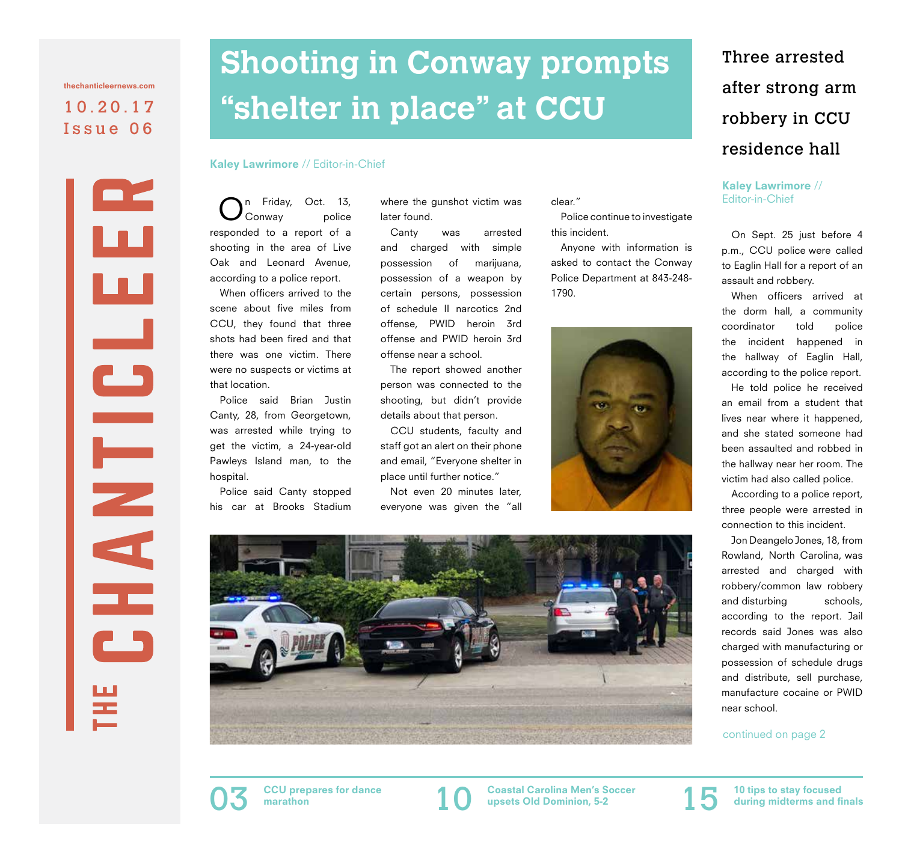thechanticleernews.com

10.20.17
Issue 06

THE CHANTICLEER

# Shooting in Conway prompts "shelter in place" at CCU

**Kaley Lawrimore** // Editor-in-Chief

On Friday, Oct. 13, Conway police responded to a report of a shooting in the area of Live Oak and Leonard Avenue, according to a police report.

When officers arrived to the scene about five miles from CCU, they found that three shots had been fired and that there was one victim. There were no suspects or victims at that location.

Police said Brian Justin Canty, 28, from Georgetown, was arrested while trying to get the victim, a 24-year-old Pawleys Island man, to the hospital.

Police said Canty stopped his car at Brooks Stadium where the gunshot victim was later found.

Canty was arrested and charged with simple possession of marijuana, possession of a weapon by certain persons, possession of schedule II narcotics 2nd offense, PWID heroin 3rd offense and PWID heroin 3rd offense near a school.

The report showed another person was connected to the shooting, but didn't provide details about that person.

CCU students, faculty and staff got an alert on their phone and email, "Everyone shelter in place until further notice."

Not even 20 minutes later, everyone was given the "all clear."

Police continue to investigate this incident.

Anyone with information is asked to contact the Conway Police Department at 843-248-1790.

## Three arrested after strong arm robbery in CCU residence hall

**Kaley Lawrimore** // Editor-in-Chief

On Sept. 25 just before 4 p.m., CCU police were called to Eaglin Hall for a report of an assault and robbery.

When officers arrived at the dorm hall, a community coordinator told police the incident happened in the hallway of Eaglin Hall, according to the police report.

He told police he received an email from a student that lives near where it happened, and she stated someone had been assaulted and robbed in the hallway near her room. The victim had also called police.

According to a police report, three people were arrested in connection to this incident.

Jon Deangelo Jones, 18, from Rowland, North Carolina, was arrested and charged with robbery/common law robbery and disturbing schools, according to the report. Jail records said Jones was also charged with manufacturing or possession of schedule drugs and distribute, sell purchase, manufacture cocaine or PWID near school.

continued on page 2

**03** CCU prepares for dance marathon

**10** Coastal Carolina Men's Soccer upsets Old Dominion, 5-2

**15** 10 tips to stay focused during midterms and finals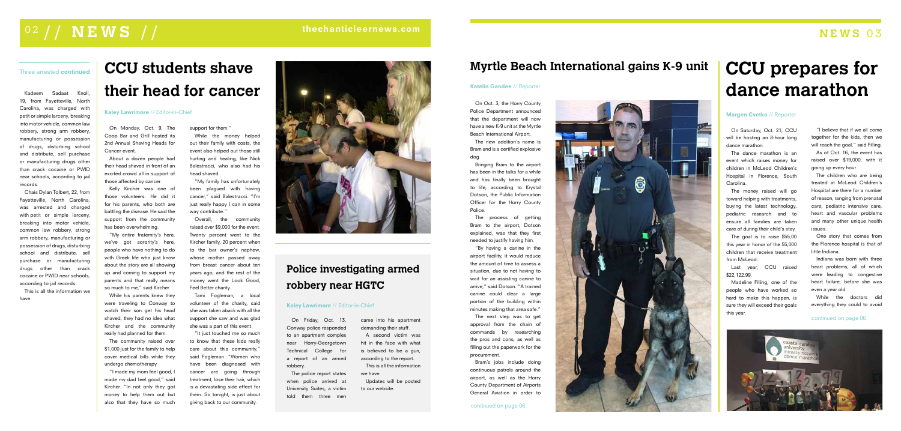Three arrested **continued**

Kadeem Sadaat Knoll, 19, from Fayetteville, North Carolina, was charged with petit or simple larceny, breaking into motor vehicle, common law robbery, strong arm robbery, manufacturing or possession of drugs, disturbing school and distribute, sell purchase or manufacturing drugs other than crack cocaine or PWID near schools, according to jail records.

Chais Dylan Tolbert, 22, from Fayetteville, North Carolina, was arrested and charged with petit or simple larceny, breaking into motor vehicle, common law robbery, strong arm robbery, manufacturing or possession of drugs, disturbing school and distribute, sell purchase or manufacturing drugs other than crack cocaine or PWID near schools, according to jail records.

This is all the information we have.

# CCU students shave their head for cancer

**Kaley Lawrimore** // Editor-in-Chief

On Monday, Oct. 9, The Coop Bar and Grill hosted its 2nd Annual Shaving Heads for Cancer event.

About a dozen people had their head shaved in front of an excited crowd all in support of those affected by cancer.

Kelly Kircher was one of those volunteers. He did it for his parents, who both are battling the disease. He said the support from the community has been overwhelming.

"My entire fraternity's here, we've got sorority's here, people who have nothing to do with Greek life who just know about the story are all showing up and coming to support my parents and that really means so much to me," said Kircher.

While his parents knew they were traveling to Conway to watch their son get his head shaved, they had no idea what Kircher and the community really had planned for them.

The community raised over $1,000 just for the family to help cover medical bills while they undergo chemotherapy.

"I made my mom feel good, I made my dad feel good," said Kircher. "In not only they got money to help them out but also that they have so much support for them."

While the money helped out their family with costs, the event also helped out those still hurting and healing, like Nick Balestracci, who also had his head shaved.

"My family has unfortunately been plagued with having cancer," said Balestracci. "I'm just really happy I can in some way contribute."

Overall, the community raised over $9,000 for the event. Twenty percent went to the Kircher family, 20 percent when to the bar owner's nephew, whose mother passed away from breast cancer about ten years ago, and the rest of the money went the Look Good, Feel Better charity.

Tami Fogleman, a local volunteer of the charity, said she was taken aback with all the support she saw and was glad she was a part of this event.

"It just touched me so much to know that these kids really care about this community," said Fogleman. "Women who have been diagnosed with cancer are going through treatment, lose their hair, which is a devastating side effect for them. So tonight, is just about giving back to our community.

## Police investigating armed robbery near HGTC

**Kaley Lawrimore** // Editor-in-Chief

On Friday, Oct. 13, Conway police responded to an apartment complex near Horry-Georgetown Technical College for a report of an armed robbery.

The police report states when police arrived at University Suites, a victim told them three men came into his apartment demanding their stuff.

A second victim was hit in the face with what is believed to be a gun, according to the report.

This is all the information we have.

Updates will be posted to our website.

## Myrtle Beach International gains K-9 unit

**Katelin Gandee** // Reporter

On Oct. 3, the Horry County Police Department announced that the department will now have a new K-9 unit at the Myrtle Beach International Airport.

The new addition's name is Bram and is a certified explosive dog.

Bringing Bram to the airport has been in the talks for a while and has finally been brought to life, according to Krystal Dotson, the Public Information Officer for the Horry County Police.

The process of getting Bram to the airport, Dotson explained, was that they first needed to justify having him.

"By having a canine in the airport facility, it would reduce the amount of time to assess a situation, due to not having to wait for an assisting canine to arrive," said Dotson. "A trained canine could clear a large portion of the building within minutes making that area safe."

The next step was to get approval from the chain of commands by researching the pros and cons, as well as filling out the paperwork for the procurement.

Bram's jobs include doing continuous patrols around the airport, as well as the Horry County Department of Airports General Aviation in order to

continued on page 06

# CCU prepares for dance marathon

**Morgen Cvetko** // Reporter

On Saturday, Oct. 21, CCU will be hosting an 8-hour long dance marathon.

The dance marathon is an event which raises money for children in McLeod Children's Hospital in Florence, South Carolina.

The money raised will go toward helping with treatments, buying the latest technology, pediatric research and to ensure all families are taken care of during their child's stay.

The goal is to raise $55,00 this year in honor of the 55,000 children that receive treatment from McLeod.

Last year, CCU raised $22,122.99.

Madeline Filling, one of the people who have worked so hard to make this happen, is sure they will exceed their goals this year.

"I believe that if we all come together for the kids, then we will reach the goal," said Filling.

As of Oct. 16, the event has raised over $19,000, with it going up every hour.

The children who are being treated at McLeod Children's Hospital are there for a number of reason, ranging from prenatal care, pediatric intensive care, heart and vascular problems and many other unique health issues.

One story that comes from the Florence hospital is that of little Indiana.

Indiana was born with three heart problems, all of which were leading to congestive heart failure, before she was even a year old.

While the doctors did everything they could to avoid

continued on page 06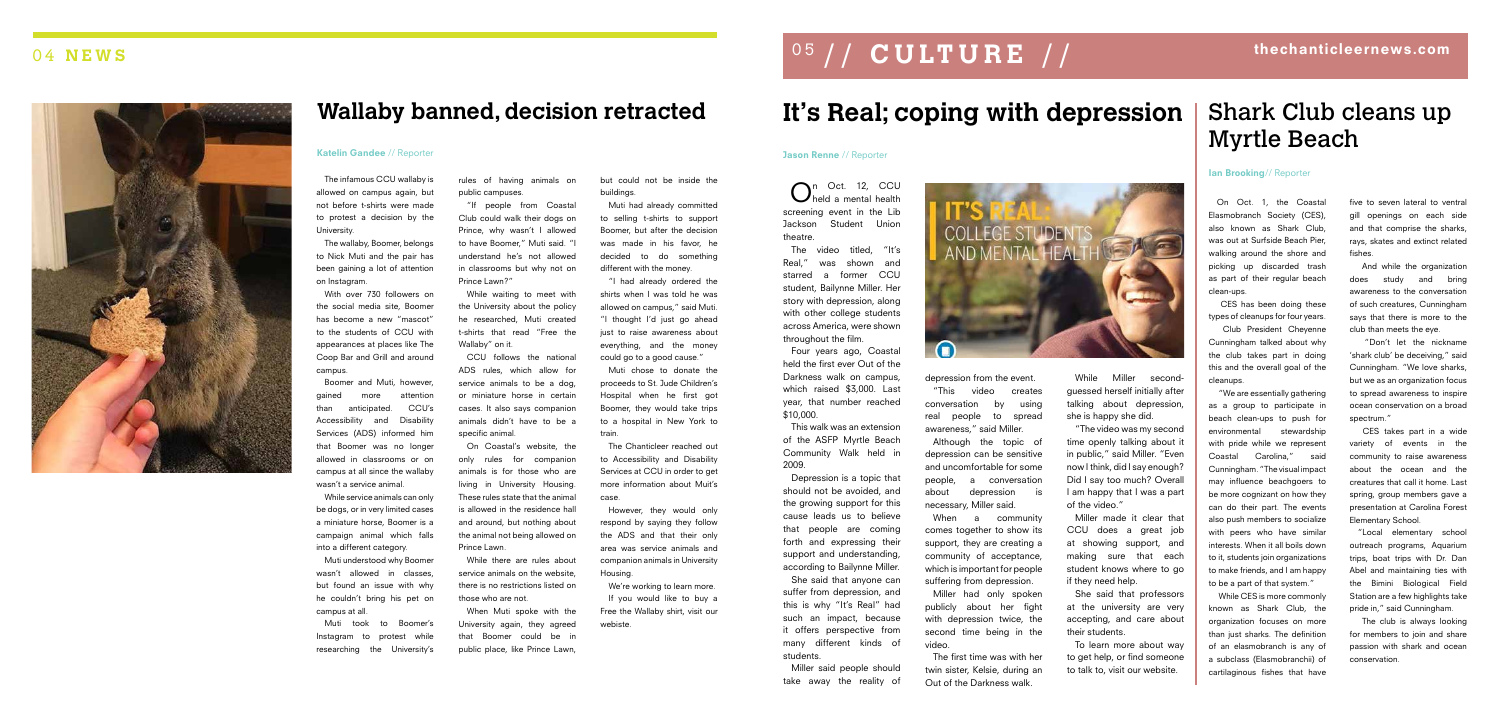# Wallaby banned, decision retracted

**Katelin Gandee** // Reporter

The infamous CCU wallaby is allowed on campus again, but not before t-shirts were made to protest a decision by the University.

The wallaby, Boomer, belongs to Nick Muti and the pair has been gaining a lot of attention on Instagram.

With over 730 followers on the social media site, Boomer has become a new "mascot" to the students of CCU with appearances at places like The Coop Bar and Grill and around campus.

Boomer and Muti, however, gained more attention than anticipated. CCU's Accessibility and Disability Services (ADS) informed him that Boomer was no longer allowed in classrooms or on campus at all since the wallaby wasn't a service animal.

While service animals can only be dogs, or in very limited cases a miniature horse, Boomer is a campaign animal which falls into a different category.

Muti understood why Boomer wasn't allowed in classes, but found an issue with why he couldn't bring his pet on campus at all.

Muti took to Boomer's Instagram to protest while researching the University's rules of having animals on public campuses.

"If people from Coastal Club could walk their dogs on Prince, why wasn't I allowed to have Boomer," Muti said. "I understand he's not allowed in classrooms but why not on Prince Lawn?"

While waiting to meet with the University about the policy he researched, Muti created t-shirts that read "Free the Wallaby" on it.

CCU follows the national ADS rules, which allow for service animals to be a dog, or miniature horse in certain cases. It also says companion animals didn't have to be a specific animal.

On Coastal's website, the only rules for companion animals is for those who are living in University Housing. These rules state that the animal is allowed in the residence hall and around, but nothing about the animal not being allowed on Prince Lawn.

While there are rules about service animals on the website, there is no restrictions listed on those who are not.

When Muti spoke with the University again, they agreed that Boomer could be in public place, like Prince Lawn, but could not be inside the buildings.

Muti had already committed to selling t-shirts to support Boomer, but after the decision was made in his favor, he decided to do something different with the money.

"I had already ordered the shirts when I was told he was allowed on campus," said Muti. "I thought I'd just go ahead just to raise awareness about everything, and the money could go to a good cause."

Muti chose to donate the proceeds to St. Jude Children's Hospital when he first got Boomer, they would take trips to a hospital in New York to train.

The Chanticleer reached out to Accessibility and Disability Services at CCU in order to get more information about Muit's case.

However, they would only respond by saying they follow the ADS and that their only area was service animals and companion animals in University Housing.

We're working to learn more.

If you would like to buy a Free the Wallaby shirt, visit our webiste.

# It's Real; coping with depression

**Jason Renne** // Reporter

On Oct. 12, CCU held a mental health screening event in the Lib Jackson Student Union theatre.

The video titled, "It's Real," was shown and starred a former CCU student, Bailynne Miller. Her story with depression, along with other college students across America, were shown throughout the film.

Four years ago, Coastal held the first ever Out of the Darkness walk on campus, which raised $3,000. Last year, that number reached $10,000.

This walk was an extension of the ASFP Myrtle Beach Community Walk held in 2009.

Depression is a topic that should not be avoided, and the growing support for this cause leads us to believe that people are coming forth and expressing their support and understanding, according to Bailynne Miller.

She said that anyone can suffer from depression, and this is why "It's Real" had such an impact, because it offers perspective from many different kinds of students.

Miller said people should take away the reality of depression from the event.

"This video creates conversation by using real people to spread awareness," said Miller.

Although the topic of depression can be sensitive and uncomfortable for some people, a conversation about depression is necessary, Miller said.

When a community comes together to show its support, they are creating a community of acceptance, which is important for people suffering from depression.

Miller had only spoken publicly about her fight with depression twice, the second time being in the video.

The first time was with her twin sister, Kelsie, during an Out of the Darkness walk.

While Miller second-guessed herself initially after talking about depression, she is happy she did.

"The video was my second time openly talking about it in public," said Miller. "Even now I think, did I say enough? Did I say too much? Overall I am happy that I was a part of the video."

Miller made it clear that CCU does a great job at showing support, and making sure that each student knows where to go if they need help.

She said that professors at the university are very accepting, and care about their students.

To learn more about way to get help, or find someone to talk to, visit our website.

# Shark Club cleans up Myrtle Beach

**Ian Brooking**// Reporter

On Oct. 1, the Coastal Elasmobranch Society (CES), also known as Shark Club, was out at Surfside Beach Pier, walking around the shore and picking up discarded trash as part of their regular beach clean-ups.

CES has been doing these types of cleanups for four years.

Club President Cheyenne Cunningham talked about why the club takes part in doing this and the overall goal of the cleanups.

"We are essentially gathering as a group to participate in beach clean-ups to push for environmental stewardship with pride while we represent Coastal Carolina," said Cunningham. "The visual impact may influence beachgoers to be more cognizant on how they can do their part. The events also push members to socialize with peers who have similar interests. When it all boils down to it, students join organizations to make friends, and I am happy to be a part of that system."

While CES is more commonly known as Shark Club, the organization focuses on more than just sharks. The definition of an elasmobranch is any of a subclass (Elasmobranchii) of cartilaginous fishes that have five to seven lateral to ventral gill openings on each side and that comprise the sharks, rays, skates and extinct related fishes.

And while the organization does study and bring awareness to the conversation of such creatures, Cunningham says that there is more to the club than meets the eye.

"Don't let the nickname 'shark club' be deceiving," said Cunningham. "We love sharks, but we as an organization focus to spread awareness to inspire ocean conservation on a broad spectrum."

CES takes part in a wide variety of events in the community to raise awareness about the ocean and the creatures that call it home. Last spring, group members gave a presentation at Carolina Forest Elementary School.

"Local elementary school outreach programs, Aquarium trips, boat trips with Dr. Dan Abel and maintaining ties with the Bimini Biological Field Station are a few highlights take pride in," said Cunningham.

The club is always looking for members to join and share passion with shark and ocean conservation.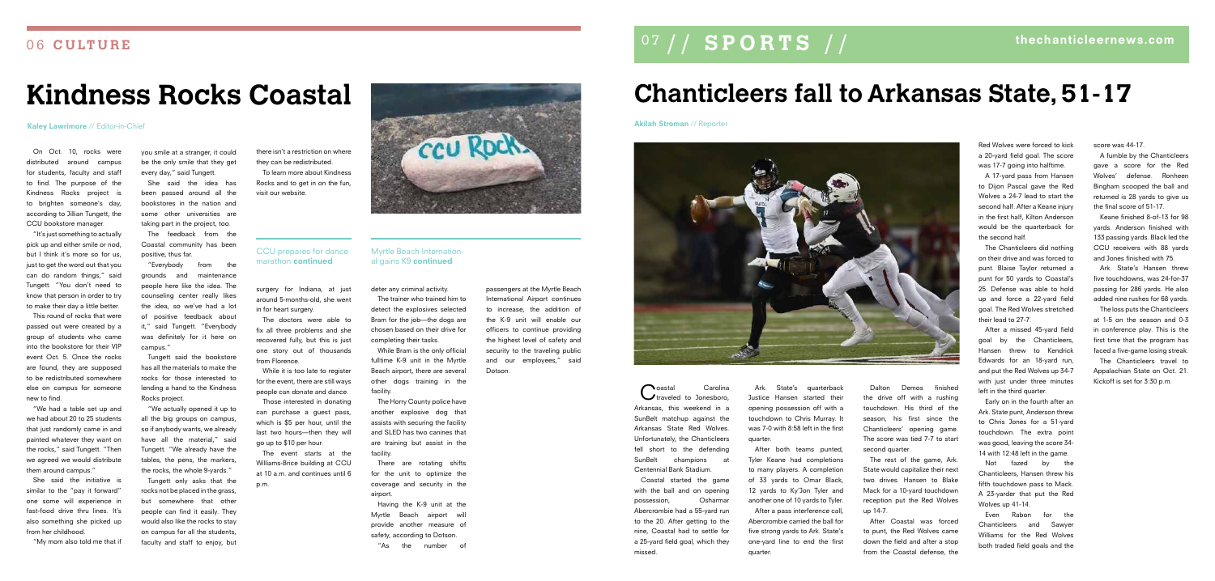# Kindness Rocks Coastal

**Kaley Lawrimore** // Editor-in-Chief

On Oct. 10, rocks were distributed around campus for students, faculty and staff to find. The purpose of the Kindness Rocks project is to brighten someone's day, according to Jillian Tungett, the CCU bookstore manager.

"It's just something to actually pick up and either smile or nod, but I think it's more so for us, just to get the word out that you can do random things," said Tungett. "You don't need to know that person in order to try to make their day a little better.

This round of rocks that were passed out were created by a group of students who came into the bookstore for their VIP event Oct. 5. Once the rocks are found, they are supposed to be redistributed somewhere else on campus for someone new to find.

"We had a table set up and we had about 20 to 25 students that just randomly came in and painted whatever they want on the rocks," said Tungett. "Then we agreed we would distribute them around campus."

She said the initiative is similar to the "pay it forward" one some will experience in fast-food drive thru lines. It's also something she picked up from her childhood.

"My mom also told me that if you smile at a stranger, it could be the only smile that they get every day," said Tungett.

She said the idea has been passed around all the bookstores in the nation and some other universities are taking part in the project, too.

The feedback from the Coastal community has been positive, thus far.

"Everybody from the grounds and maintenance people here like the idea. The counseling center really likes the idea, so we've had a lot of positive feedback about it," said Tungett. "Everybody was definitely for it here on campus."

Tungett said the bookstore has all the materials to make the rocks for those interested to lending a hand to the Kindness Rocks project.

"We actually opened it up to all the big groups on campus, so if anybody wants, we already have all the material," said Tungett. "We already have the tables, the pens, the markers, the rocks, the whole 9-yards."

Tungett only asks that the rocks not be placed in the grass, but somewhere that other people can find it easily. They would also like the rocks to stay on campus for all the students, faculty and staff to enjoy, but there isn't a restriction on where they can be redistributed.

To learn more about Kindness Rocks and to get in on the fun, visit our website.

### CCU prepares for dance marathon **continued**

surgery for Indiana, at just around 5-months-old, she went in for heart surgery.

The doctors were able to fix all three problems and she recovered fully, but this is just one story out of thousands from Florence.

While it is too late to register for the event, there are still ways people can donate and dance.

Those interested in donating can purchase a guest pass, which is $5 per hour, until the last two hours—then they will go up to $10 per hour.

The event starts at the Williams-Brice building at CCU at 10 a.m. and continues until 6 p.m.

### Myrtle Beach International gains K9 **continued**

deter any criminal activity.

The trainer who trained him to detect the explosives selected Bram for the job—the dogs are chosen based on their drive for completing their tasks.

While Bram is the only official fulltime K-9 unit in the Myrtle Beach airport, there are several other dogs training in the facility.

The Horry County police have another explosive dog that assists with securing the facility and SLED has two canines that are training but assist in the facility.

There are rotating shifts for the unit to optimize the coverage and security in the airport.

Having the K-9 unit at the Myrtle Beach airport will provide another measure of safety, according to Dotson.

"As the number of passengers at the Myrtle Beach International Airport continues to increase, the addition of the K-9 unit will enable our officers to continue providing the highest level of safety and security to the traveling public and our employees," said Dotson.

# Chanticleers fall to Arkansas State, 51-17

**Akilah Stroman** // Reporter

Coastal Carolina traveled to Jonesboro, Arkansas, this weekend in a SunBelt matchup against the Arkansas State Red Wolves. Unfortunately, the Chanticleers fell short to the defending SunBelt champions at Centennial Bank Stadium.

Coastal started the game with the ball and on opening possession, Osharmar Abercrombie had a 55-yard run to the 20. After getting to the nine, Coastal had to settle for a 25-yard field goal, which they missed.

Ark. State's quarterback Justice Hansen started their opening possession off with a touchdown to Chris Murray. It was 7-0 with 8:58 left in the first quarter.

After both teams punted, Tyler Keane had completions to many players. A completion of 33 yards to Omar Black, 12 yards to Ky'Jon Tyler and another one of 10 yards to Tyler.

After a pass interference call, Abercrombie carried the ball for five strong yards to Ark. State's one-yard line to end the first quarter.

Dalton Demos finished the drive off with a rushing touchdown. His third of the season, his first since the Chanticleers' opening game. The score was tied 7-7 to start second quarter.

The rest of the game, Ark. State would capitalize their next two drives. Hansen to Blake Mack for a 10-yard touchdown reception put the Red Wolves up 14-7.

After Coastal was forced to punt, the Red Wolves came down the field and after a stop from the Coastal defense, the Red Wolves were forced to kick a 20-yard field goal. The score was 17-7 going into halftime.

A 17-yard pass from Hansen to Dijon Pascal gave the Red Wolves a 24-7 lead to start the second half. After a Keane injury in the first half, Kilton Anderson would be the quarterback for the second half.

The Chanticleers did nothing on their drive and was forced to punt. Blaise Taylor returned a punt for 50 yards to Coastal's 25. Defense was able to hold up and force a 22-yard field goal. The Red Wolves stretched their lead to 27-7.

After a missed 45-yard field goal by the Chanticleers, Hansen threw to Kendrick Edwards for an 18-yard run, and put the Red Wolves up 34-7 with just under three minutes left in the third quarter.

Early on in the fourth after an Ark. State punt, Anderson threw to Chris Jones for a 51-yard touchdown. The extra point was good, leaving the score 34-14 with 12:48 left in the game.

Not fazed by the Chanticleers, Hansen threw his fifth touchdown pass to Mack. A 23-yarder that put the Red Wolves up 41-14.

Even Rabon for the Chanticleers and Sawyer Williams for the Red Wolves both traded field goals and the score was 44-17.

A fumble by the Chanticleers gave a score for the Red Wolves' defense. Ronheen Bingham scooped the ball and returned is 28 yards to give us the final score of 51-17.

Keane finished 8-of-13 for 98 yards. Anderson finished with 133 passing yards. Black led the CCU receivers with 88 yards and Jones finished with 75.

Ark. State's Hansen threw five touchdowns, was 24-for-37 passing for 286 yards. He also added nine rushes for 68 yards.

The loss puts the Chanticleers at 1-5 on the season and 0-3 in conference play. This is the first time that the program has faced a five-game losing streak.

The Chanticleers travel to Appalachian State on Oct. 21. Kickoff is set for 3:30 p.m.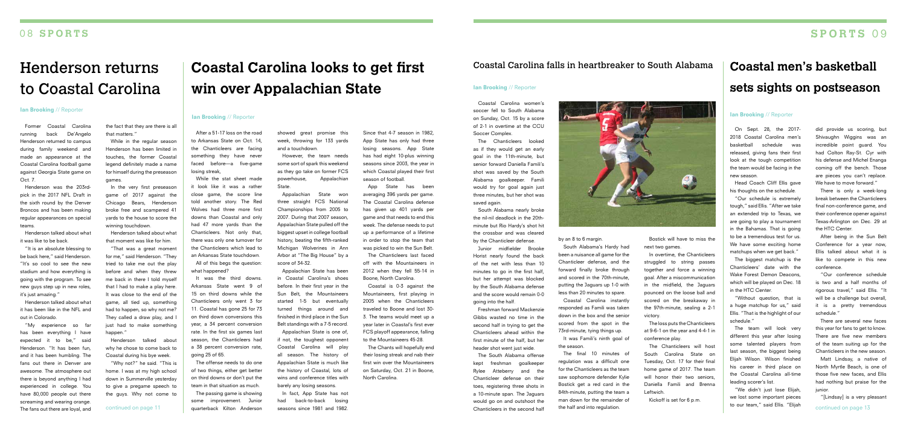# Henderson returns to Coastal Carolina

**Ian Brooking** // Reporter

Former Coastal Carolina running back De'Angelo Henderson returned to campus during family weekend and made an appearance at the Coastal Carolina football game against Georgia State game on Oct. 7.

Henderson was the 203rd-pick in the 2017 NFL Draft in the sixth round by the Denver Broncos and has been making regular appearances on special teams.

Henderson talked about what it was like to be back.

"It is an absolute blessing to be back here," said Henderson. "It's so cool to see the new stadium and how everything is going with the program. To see new guys step up in new roles, it's just amazing."

Henderson talked about what it has been like in the NFL and out in Colorado.

"My experience so far has been everything I have expected it to be," said Henderson. "It has been fun, and it has been humbling. The fans out there in Denver are awesome. The atmosphere out there is beyond anything I had experienced in college. You have 80,000 people out there screaming and wearing orange. The fans out there are loyal, and the fact that they are there is all that matters."

While in the regular season Henderson has been limited in touches, the former Coastal legend definitely made a name for himself during the preseason games.

In the very first preseason game of 2017 against the Chicago Bears, Henderson broke free and scampered 41 yards to the house to score the winning touchdown.

Henderson talked about what that moment was like for him.

"That was a great moment for me," said Henderson. "They tried to take me out the play before and when they threw me back in there I told myself that I had to make a play here. It was close to the end of the game, all tied up, something had to happen, so why not me? They called a draw play, and I just had to make something happen."

Henderson talked about why he chose to come back to Coastal during his bye week.

"Why not?" he said. "This is home. I was at my high school down in Summerville yesterday to give a pregame speech to the guys. Why not come to

continued on page 11

# Coastal Carolina looks to get first win over Appalachian State

**Ian Brooking** // Reporter

After a 51-17 loss on the road to Arkansas State on Oct. 14, the Chanticleers are facing something they have never faced before—a five-game losing streak,

While the stat sheet made it look like it was a rather close game, the score line told another story. The Red Wolves had three more first downs than Coastal and only had 47 more yards than the Chanticleers. Not only that, there was only one turnover for the Chanticleers which lead to an Arkansas State touchdown.

All of this begs the question: what happened?

It was the third downs. Arkansas State went 9 of 15 on third downs while the Chanticleers only went 3 for 11. Coastal has gone 25 for 73 on third down conversions this year, a 34 percent conversion rate. In the first six games last season, the Chanticleers had a 38 percent conversion rate, going 25 of 65.

The offense needs to do one of two things, either get better on third downs or don't put the team in that situation as much.

The passing game is showing some improvement. Junior quarterback Kilton Anderson showed great promise this week, throwing for 133 yards and a touchdown.

However, the team needs some sort of spark this weekend as they go take on former FCS powerhouse, Appalachian State.

Appalachian State won three straight FCS National Championships from 2005 to 2007. During that 2007 season, Appalachian State pulled off the biggest upset in college football history, beating the fifth-ranked Michigan Wolverines in Ann Arbor at "The Big House" by a score of 34-32.

Appalachian State has been in Coastal Carolina's shoes before. In their first year in the Sun Belt, the Mountaineers started 1-5 but eventually turned things around and finished in third place in the Sun Belt standings with a 7-5 record.

Appalachian State is one of, if not, the toughest opponent Coastal Carolina will play all season. The history of Appalachian State is much like the history of Coastal, lots of wins and conference titles with barely any losing seasons.

In fact, App State has not had back-to-back losing seasons since 1981 and 1982. Since that 4-7 season in 1982, App State has only had three losing seasons. App State has had eight 10-plus winning seasons since 2003, the year in which Coastal played their first season of football.

App State has been averaging 396 yards per game. The Coastal Carolina defense has given up 401 yards per game and that needs to end this week. The defense needs to put up a performance of a lifetime in order to stop the team that was picked to win the Sun Belt.

The Chanticleers last faced off with the Mountaineers in 2012 when they fell 55-14 in Boone, North Carolina.

Coastal is 0-3 against the Mountaineers, first playing in 2005 when the Chanticleers traveled to Boone and lost 30-3. The teams would meet up a year later in Coastal's first ever FCS playoff appearance, falling to the Mountaineers 45-28.

The Chants will hopefully end their losing streak and nab their first win over the Mountaineers on Saturday, Oct. 21 in Boone, North Carolina.

# Coastal Carolina falls in heartbreaker to South Alabama

**Ian Brooking** // Reporter

Coastal Carolina women's soccer fell to South Alabama on Sunday, Oct. 15 by a score of 2-1 in overtime at the CCU Soccer Complex.

The Chanticleers looked as if they would get an early goal in the 11th-minute, but senior forward Daniella Famili's shot was saved by the South Alabama goalkeeper. Famili would try for goal again just three minutes, but her shot was saved again.

South Alabama nearly broke the nil-nil deadlock in the 20th-minute but Rio Hardy's shot hit the crossbar and was cleared by the Chanticleer defense.

Junior midfielder Brooke Horist nearly found the back of the net with less than 10 minutes to go in the first half, but her attempt was blocked by the South Alabama defense and the score would remain 0-0 going into the half.

Freshman forward Mackenzie Gibbs wasted no time in the second half in trying to get the Chanticleers ahead within the first minute of the half, but her header shot went just wide.

The South Alabama offense kept freshman goalkeeper Rylee Atteberry and the Chanticleer defense on their toes, registering three shots in a 10-minute span. The Jaguars would go on and outshoot the Chanticleers in the second half by an 8 to 6 margin.

South Alabama's Hardy had been a nuisance all game for the Chanticleer defense, and the forward finally broke through and scored in the 70th-minute, putting the Jaguars up 1-0 with less than 20 minutes to spare.

Coastal Carolina instantly responded as Famili was taken down in the box and the senior scored from the spot in the 73rd-minute, tying things up.

It was Famili's ninth goal of the season.

The final 10 minutes of regulation was a difficult one for the Chanticleers as the team saw sophomore defender Kylie Bostick get a red card in the 84th-minute, putting the team a man down for the remainder of the half and into regulation.

Bostick will have to miss the next two games.

In overtime, the Chanticleers struggled to string passes together and force a winning goal. After a miscommunication in the midfield, the Jaguars pounced on the loose ball and scored on the breakaway in the 97th-minute, sealing a 2-1 victory.

The loss puts the Chanticleers at 9-6-1 on the year and 4-4-1 in conference play.

The Chanticleers will host South Carolina State on Tuesday, Oct. 17 for their final home game of 2017. The team will honor their two seniors, Daniella Famili and Brenna Leftwich.

Kickoff is set for 6 p.m.

# Coastal men's basketball sets sights on postseason

**Ian Brooking** // Reporter

On Sept. 28, the 2017-2018 Coastal Carolina men's basketball schedule was released, giving fans their first look at the tough competition the team would be facing in the new season.

Head Coach Cliff Ellis gave his thoughts on the schedule.

"Our schedule is extremely tough," said Ellis. "After we take an extended trip to Texas, we are going to play a tournament in the Bahamas. That is going to be a tremendous test for us. We have some exciting home matchups when we get back."

The biggest matchup is the Chanticleers' date with the Wake Forest Demon Deacons, which will be played on Dec. 18 in the HTC Center.

"Without question, that is a huge matchup for us," said Ellis. "That is the highlight of our schedule."

The team will look very different this year after losing some talented players from last season, the biggest being Elijah Wilson. Wilson finished his career in third place on the Coastal Carolina all-time leading scorer's list.

"We didn't just lose Elijah, we lost some important pieces to our team," said Ellis. "Elijah did provide us scoring, but Shivaughn Wiggins was an incredible point guard. You had Colton Ray-St. Cyr with his defense and Michel Enanga coming off the bench. Those are pieces you can't replace. We have to move forward."

There is only a week-long break between the Chanticleers final non-conference game, and their conference opener against Texas-Arlington on Dec. 29 at the HTC Center.

After being in the Sun Belt Conference for a year now, Ellis talked about what it is like to compete in this new conference.

"Our conference schedule is two and a half months of rigorous travel," said Ellis. "It will be a challenge but overall, it is a pretty tremendous schedule."

There are several new faces this year for fans to get to know. There are five new members of the team suiting up for the Chanticleers in the new season.

Matt Lindsay, a native of North Myrtle Beach, is one of those five new faces, and Ellis had nothing but praise for the junior.

"[Lindsay] is a very pleasant

continued on page 13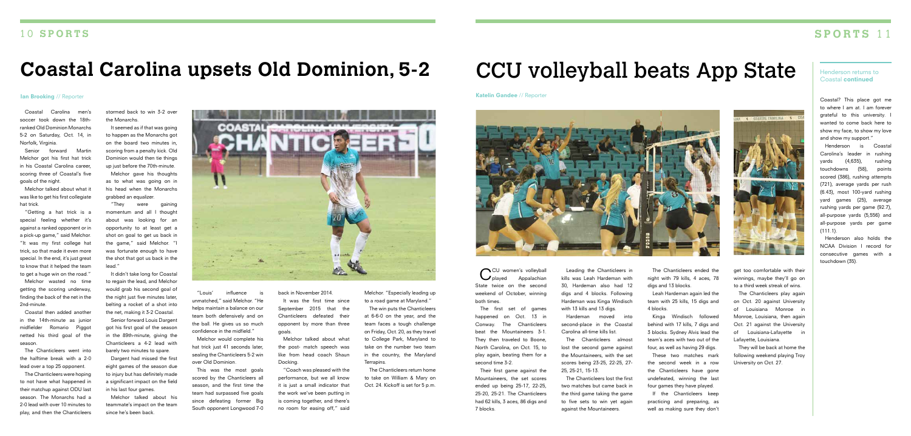# Coastal Carolina upsets Old Dominion, 5-2

**Ian Brooking** // Reporter

Coastal Carolina men's soccer took down the 18th-ranked Old Dominion Monarchs 5-2 on Saturday, Oct. 14, in Norfolk, Virginia.

Senior forward Martin Melchor got his first hat trick in his Coastal Carolina career, scoring three of Coastal's five goals of the night.

Melchor talked about what it was like to get his first collegiate hat trick.

"Getting a hat trick is a special feeling whether it's against a ranked opponent or in a pick-up game," said Melchor. "It was my first college hat trick, so that made it even more special. In the end, it's just great to know that it helped the team to get a huge win on the road."

Melchor wasted no time getting the scoring underway, finding the back of the net in the 2nd-minute.

Coastal then added another in the 14th-minute as junior midfielder Romario Piggot netted his third goal of the season.

The Chanticleers went into the halftime break with a 2-0 lead over a top 25 opponent.

The Chanticleers were hoping to not have what happened in their matchup against ODU last season. The Monarchs had a 2-0 lead with over 10 minutes to play, and then the Chanticleers stormed back to win 3-2 over the Monarchs.

It seemed as if that was going to happen as the Monarchs got on the board two minutes in, scoring from a penalty kick. Old Dominion would then tie things up just before the 70th-minute.

Melchor gave his thoughts as to what was going on in his head when the Monarchs grabbed an equalizer.

"They were gaining momentum and all I thought about was looking for an opportunity to at least get a shot on goal to get us back in the game," said Melchor. "I was fortunate enough to have the shot that got us back in the lead."

It didn't take long for Coastal to regain the lead, and Melchor would grab his second goal of the night just five minutes later, belting a rocket of a shot into the net, making it 3-2 Coastal.

Senior forward Louis Dargent got his first goal of the season in the 89th-minute, giving the Chanticleers a 4-2 lead with barely two minutes to spare.

Dargent had missed the first eight games of the season due to injury but has definitely made a significant impact on the field in his last four games.

Melchor talked about his teammate's impact on the team since he's been back.

"Louis' influence is unmatched," said Melchor. "He helps maintain a balance on our team both defensively and on the ball. He gives us so much confidence in the midfield."

Melchor would complete his hat trick just 41 seconds later, sealing the Chanticleers 5-2 win over Old Dominion.

This was the most goals scored by the Chanticleers all season, and the first time the team had surpassed five goals since defeating former Big South opponent Longwood 7-0 back in November 2014.

It was the first time since September 2015 that the Chanticleers defeated their opponent by more than three goals.

Melchor talked about what the post- match speech was like from head coach Shaun Docking.

"Coach was pleased with the performance, but we all know it is just a small indicator that the work we've been putting in is coming together, and there's no room for easing off," said Melchor. "Especially leading up to a road game at Maryland."

The win puts the Chanticleers at 6-6-0 on the year, and the team faces a tough challenge on Friday, Oct. 20, as they travel to College Park, Maryland to take on the number two team in the country, the Maryland Terrapins.

The Chanticleers return home to take on William & Mary on Oct. 24. Kickoff is set for 5 p.m.

# CCU volleyball beats App State

**Katelin Gandee** // Reporter

CCU women's volleyball played Appalachian State twice on the second weekend of October, winning both times.

The first set of games happened on Oct. 13 in Conway. The Chanticleers beat the Mountaineers 3-1. They then traveled to Boone, North Carolina, on Oct. 15, to play again, beating them for a second time 3-2.

Their first game against the Mountaineers, the set scores ended up being 25-17, 22-25, 25-20, 25-21. The Chanticleers had 62 kills, 3 aces, 86 digs and 7 blocks.

Leading the Chanticleers in kills was Leah Hardeman with 30, Hardeman also had 12 digs and 4 blocks. Following Hardeman was Kinga Windisch with 13 kills and 13 digs.

Hardeman moved into second-place in the Coastal Carolina all-time kills list.

The Chanticleers almost lost the second game against the Mountaineers, with the set scores being 23-25, 22-25, 27-25, 25-21, 15-13.

The Chanticleers lost the first two matches but came back in the third game taking the game to five sets to win yet again against the Mountaineers.

The Chanticleers ended the night with 79 kills, 4 aces, 78 digs and 13 blocks.

Leah Hardeman again led the team with 25 kills, 15 digs and 4 blocks.

Kinga Windisch followed behind with 17 kills, 7 digs and 3 blocks. Sydney Alvis lead the team's aces with two out of the four, as well as having 29 digs.

These two matches mark the second week in a row the Chanticleers have gone undefeated, winning the last four games they have played.

If the Chanticleers keep practicing and preparing, as well as making sure they don't get too comfortable with their winnings, maybe they'll go on to a third week streak of wins.

The Chanticleers play again on Oct. 20 against University of Louisiana Monroe in Monroe, Louisiana, then again Oct. 21 against the University of Louisiana-Lafayette in Lafayette, Louisiana.

They will be back at home the following weekend playing Troy University on Oct. 27.

## Henderson returns to Coastal continued

Coastal? This place got me to where I am at. I am forever grateful to this university. I wanted to come back here to show my face, to show my love and show my support."

Henderson is Coastal Carolina's leader in rushing yards (4,635), rushing touchdowns (58), points scored (386), rushing attempts (721), average yards per rush (6.43), most 100-yard rushing yard games (25), average rushing yards per game (92.7), all-purpose yards (5,556) and all-purpose yards per game (111.1).

Henderson also holds the NCAA Division I record for consecutive games with a touchdown (35).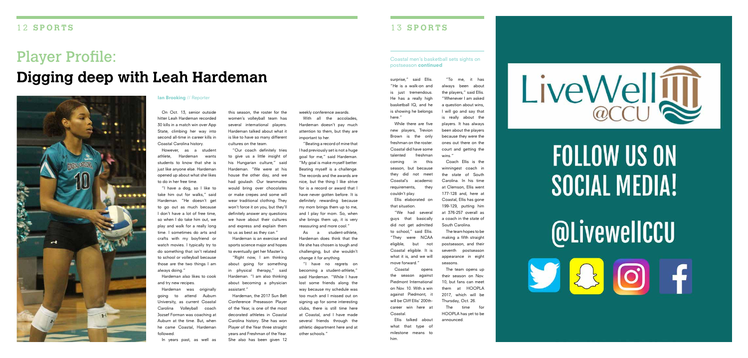# Player Profile:

# Digging deep with Leah Hardeman

**Ian Brooking** // Reporter

On Oct. 13, senior outside hitter Leah Hardeman recorded 30 kills in a match win over App State, climbing her way into second all-time in career kills in Coastal Carolina history.

However, as a student athlete, Hardeman wants students to know that she is just like anyone else. Hardeman opened up about what she likes to do in her free time.

"I have a dog, so I like to take him out for walks," said Hardeman. "He doesn't get to go out as much because I don't have a lot of free time, so when I do take him out, we play and walk for a really long time. I sometimes do arts and crafts with my boyfriend or watch movies. I typically try to do something that isn't related to school or volleyball because those are the two things I am always doing."

Hardeman also likes to cook and try new recipes.

Hardeman was originally going to attend Auburn University, as current Coastal Carolina Volleyball coach Jozsef Forman was coaching at Auburn at the time. But, when he came Coastal, Hardeman followed.

In years past, as well as this season, the roster for the women's volleyball team has several international players. Hardeman talked about what it is like to have so many different cultures on the team.

"Our coach definitely tries to give us a little insight of his Hungarian culture," said Hardeman. "We were at his house the other day, and we had goulash. Our teammates would bring over chocolates or make crepes and some will wear traditional clothing. They won't force it on you, but they'll definitely answer any questions we have about their cultures and express and explain them to us as best as they can."

Hardeman is an exercise and sports science major and hopes to eventually get her Master's.

"Right now, I am thinking about going for something in physical therapy," said Hardeman. "I am also thinking about becoming a physician assistant."

Hardeman, the 2017 Sun Belt Conference Preseason Player of the Year, is one of the most decorated athletes in Coastal Carolina history. She has won Player of the Year three straight years and Freshman of the Year. She also has been given 12 weekly conference awards.

With all the accolades, Hardeman doesn't pay much attention to them, but they are important to her.

"Beating a record of mine that I had previously set is not a huge goal for me," said Hardeman. "My goal is make myself better. Beating myself is a challenge. The records and the awards are nice, but the thing I like strive for is a record or award that I have never gotten before. It is definitely rewarding because my mom brings them up to me, and I play for mom. So, when she brings them up, it is very reassuring and more cool."

As a student-athlete, Hardeman does think that the life she has chosen is tough and challenging, but she wouldn't change it for anything.

"I have no regrets on becoming a student-athlete," said Hardeman. "While I have lost some friends along the way because my schedule was too much and I missed out on signing up for some interesting clubs, there is still time here at Coastal, and I have made several friends through the athletic department here and at other schools."

Coastal men's basketball sets sights on postseason **continued**

surprise," said Ellis. "He is a walk-on and is just tremendous. He has a really high basketball IQ, and he is showing he belongs here."

While there are five new players, Trevion Brown is the only freshman on the roster. Coastal did have some talented freshman coming in this season, but because they did not meet Coastal's academic requirements, they couldn't play.

Ellis elaborated on that situation.

"We had several guys that basically did not get admitted to school," said Ellis. "They were NCAA eligible, but not Coastal eligible. It is what it is, and we will move forward."

Coastal opens the season against Piedmont International on Nov. 10. With a win against Piedmont, it will be Cliff Ellis' 200th-career win here at Coastal.

Ellis talked about what that type of milestone means to him.

"To me, it has always been about the players," said Ellis. "Whenever I am asked a question about wins, I will go and say that is really about the players. It has always been about the players because they were the ones out there on the court and getting the wins."

Coach Ellis is the winningest coach in the state of South Carolina. In his time at Clemson, Ellis went 177-128 and, here at Coastal, Ellis has gone 199-129, putting him at 376-257 overall as a coach in the state of South Carolina.

The team hopes to be making a fifth straight postseason, and their seventh postseason appearance in eight seasons.

The team opens up their season on Nov. 10, but fans can meet them at HOOPLA 2017, which will be Thursday, Oct. 26.

The time for HOOPLA has yet to be announced.

LiveWell @CCU

FOLLOW US ON SOCIAL MEDIA!

@LivewellCCU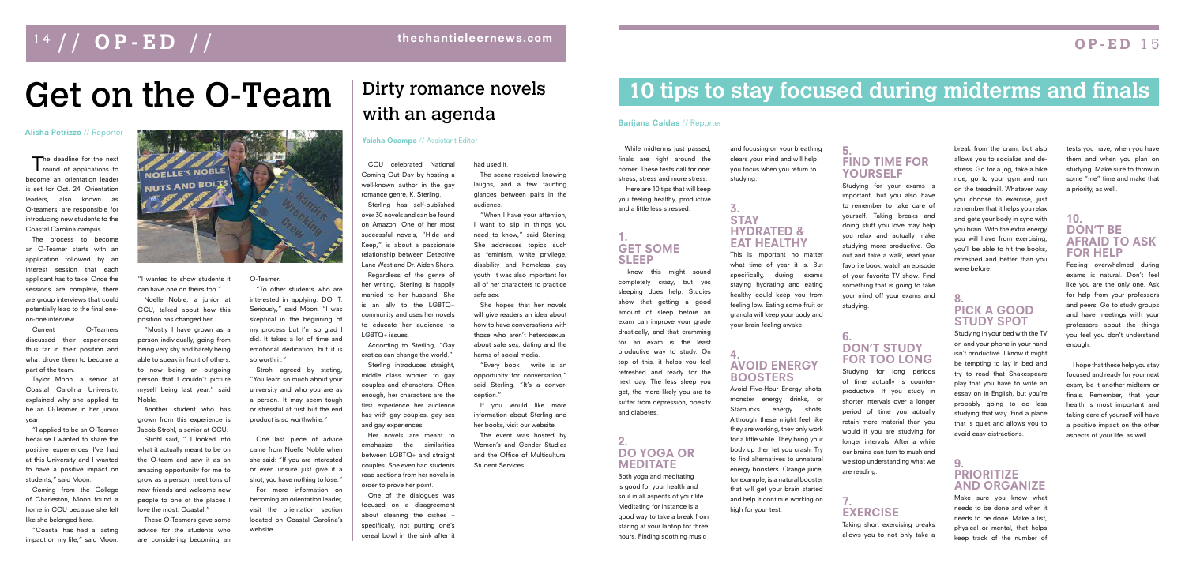# Get on the O-Team

**Alisha Petrizzo** // Reporter

The deadline for the next round of applications to become an orientation leader is set for Oct. 24. Orientation leaders, also known as O-teamers, are responsible for introducing new students to the Coastal Carolina campus.

The process to become an O-Teamer starts with an application followed by an interest session that each applicant has to take. Once the sessions are complete, there are group interviews that could potentially lead to the final one-on-one interview.

Current O-Teamers discussed their experiences thus far in their position and what drove them to become a part of the team.

Taylor Moon, a senior at Coastal Carolina University, explained why she applied to be an O-Teamer in her junior year.

"I applied to be an O-Teamer because I wanted to share the positive experiences I've had at this University and I wanted to have a positive impact on students," said Moon.

Coming from the College of Charleston, Moon found a home in CCU because she felt like she belonged here.

"Coastal has had a lasting impact on my life," said Moon. "I wanted to show students it can have one on theirs too."

Noelle Noble, a junior at CCU, talked about how this position has changed her.

"Mostly I have grown as a person individually, going from being very shy and barely being able to speak in front of others, to now being an outgoing person that I couldn't picture myself being last year," said Noble.

Another student who has grown from this experience is Jacob Strohl, a senior at CCU.

Strohl said, " I looked into what it actually meant to be on the O-team and saw it as an amazing opportunity for me to grow as a person, meet tons of new friends and welcome new people to one of the places I love the most: Coastal."

These O-Teamers gave some advice for the students who are considering becoming an O-Teamer.

"To other students who are interested in applying: DO IT. Seriously," said Moon. "I was skeptical in the beginning of my process but I'm so glad I did. It takes a lot of time and emotional dedication, but it is so worth it."

Strohl agreed by stating, "You learn so much about your university and who you are as a person. It may seem tough or stressful at first but the end product is so worthwhile."

One last piece of advice came from Noelle Noble when she said: "If you are interested or even unsure just give it a shot, you have nothing to lose."

For more information on becoming an orientation leader, visit the orientation section located on Coastal Carolina's website.

# Dirty romance novels with an agenda

**Yaicha Ocampo** // Assistant Editor

CCU celebrated National Coming Out Day by hosting a well-known author in the gay romance genre, K. Sterling.

Sterling has self-published over 30 novels and can be found on Amazon. One of her most successful novels, "Hide and Keep," is about a passionate relationship between Detective Lane West and Dr. Aiden Sharp.

Regardless of the genre of her writing, Sterling is happily married to her husband. She is an ally to the LGBTQ+ community and uses her novels to educate her audience to LGBTQ+ issues.

According to Sterling, "Gay erotica can change the world."

Sterling introduces straight, middle class women to gay couples and characters. Often enough, her characters are the first experience her audience has with gay couples, gay sex and gay experiences.

Her novels are meant to emphasize the similarities between LGBTQ+ and straight couples. She even had students read sections from her novels in order to prove her point.

One of the dialogues was focused on a disagreement about cleaning the dishes – specifically, not putting one's cereal bowl in the sink after it had used it.

The scene received knowing laughs, and a few taunting glances between pairs in the audience.

"When I have your attention, I want to slip in things you need to know," said Sterling. She addresses topics such as feminism, white privilege, disability and homeless gay youth. It was also important for all of her characters to practice safe sex.

She hopes that her novels will give readers an idea about how to have conversations with those who aren't heterosexual about safe sex, dating and the harms of social media.

"Every book I write is an opportunity for conversation," said Sterling. "It's a converception."

If you would like more information about Sterling and her books, visit our website.

The event was hosted by Women's and Gender Studies and the Office of Multicultural Student Services.

# 10 tips to stay focused during midterms and finals

**Barjana Caldas** // Reporter

While midterms just passed, finals are right around the corner. These tests call for one: stress, stress and more stress.

Here are 10 tips that will keep you feeling healthy, productive and a little less stressed.

## 1. GET SOME SLEEP

I know this might sound completely crazy, but yes sleeping does help. Studies show that getting a good amount of sleep before an exam can improve your grade drastically, and that cramming for an exam is the least productive way to study. On top of this, it helps you feel refreshed and ready for the next day. The less sleep you get, the more likely you are to suffer from depression, obesity and diabetes.

## 2. DO YOGA OR MEDITATE

Both yoga and meditating is good for your health and soul in all aspects of your life. Meditating for instance is a good way to take a break from staring at your laptop for three hours. Finding soothing music and focusing on your breathing clears your mind and will help you focus when you return to studying.

## 3. STAY HYDRATED & EAT HEALTHY

This is important no matter what time of year it is. But specifically, during exams staying hydrating and eating healthy could keep you from feeling low. Eating some fruit or granola will keep your body and your brain feeling awake.

## 4. AVOID ENERGY BOOSTERS

Avoid Five-Hour Energy shots, monster energy drinks, or Starbucks energy shots. Although these might feel like they are working, they only work for a little while. They bring your body up then let you crash. Try to find alternatives to unnatural energy boosters. Orange juice, for example, is a natural booster that will get your brain started and help it continue working on high for your test.

## 5. FIND TIME FOR YOURSELF

Studying for your exams is important, but you also have to remember to take care of yourself. Taking breaks and doing stuff you love may help you relax and actually make studying more productive. Go out and take a walk, read your favorite book, watch an episode of your favorite TV show. Find something that is going to take your mind off your exams and studying.

## 6. DON'T STUDY FOR TOO LONG

Studying for long periods of time actually is counter-productive. If you study in shorter intervals over a longer period of time you actually retain more material than you would if you are studying for longer intervals. After a while our brains can turn to mush and we stop understanding what we are reading..

## 7. EXERCISE

Taking short exercising breaks allows you to not only take a break from the cram, but also allows you to socialize and de-stress. Go for a jog, take a bike ride, go to your gym and run on the treadmill. Whatever way you choose to exercise, just remember that it helps you relax and gets your body in sync with you brain. With the extra energy you will have from exercising, you'll be able to hit the books, refreshed and better than you were before.

## 8. PICK A GOOD STUDY SPOT

Studying in your bed with the TV on and your phone in your hand isn't productive. I know it might be tempting to lay in bed and try to read that Shakespeare play that you have to write an essay on in English, but you're probably going to do less studying that way. Find a place that is quiet and allows you to avoid easy distractions.

## 9. PRIORITIZE AND ORGANIZE

Make sure you know what needs to be done and when it needs to be done. Make a list, physical or mental, that helps keep track of the number of tests you have, when you have them and when you plan on studying. Make sure to throw in some "me" time and make that a priority, as well.

## 10. DON'T BE AFRAID TO ASK FOR HELP

Feeling overwhelmed during exams is natural. Don't feel like you are the only one. Ask for help from your professors and peers. Go to study groups and have meetings with your professors about the things you feel you don't understand enough.

I hope that these help you stay focused and ready for your next exam, be it another midterm or finals. Remember, that your health is most important and taking care of yourself will have a positive impact on the other aspects of your life, as well.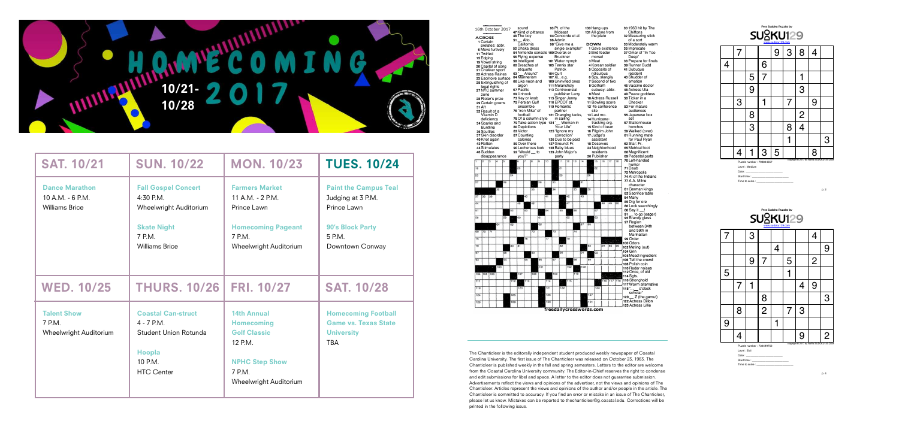# HOMECOMING 10/21-10/28 2017

| SAT. 10/21 | SUN. 10/22 | MON. 10/23 | TUES. 10/24 |
|---|---|---|---|
| **Dance Marathon**<br>10 A.M. - 6 P.M.<br>Williams Brice | **Fall Gospel Concert**<br>4:30 P.M.<br>Wheelwright Auditorium<br><br>**Skate Night**<br>7 P.M.<br>Williams Brice | **Farmers Market**<br>11 A.M. - 2 P.M.<br>Prince Lawn<br><br>**Homecoming Pageant**<br>7 P.M.<br>Wheelwright Auditorium | **Paint the Campus Teal**<br>Judging at 3 P.M.<br>Prince Lawn<br><br>**90's Block Party**<br>5 P.M.<br>Downtown Conway |

| WED. 10/25 | THURS. 10/26 | FRI. 10/27 | SAT. 10/28 |
|---|---|---|---|
| **Talent Show**<br>7 P.M.<br>Wheelwright Auditorium | **Coastal Can-struct**<br>4 - 7 P.M.<br>Student Union Rotunda<br><br>**Hoopla**<br>10 P.M.<br>HTC Center | **14th Annual Homecoming Golf Classic**<br>12 P.M.<br><br>**NPHC Step Show**<br>7 P.M.<br>Wheelwright Auditorium | **Homecoming Football Game vs. Texas State University**<br>TBA |

16th October 2017

**ACROSS**

1 Certain prelates: abbr.
6 Move furtively
11 Twirled
15 Edging
19 Vowel string
20 Capital of Song
21 Chukker sport
22 Actress Raines
23 Escritoire surface
25 Extinguishing of legal rights
27 NYC summer zone
28 Rioter's prize
29 Certain gowns
31 Aft
32 Result of a Vitamin D deficiency
34 Sparks and Buntline
36 Scuttles
37 Skin disorder
40 Knot again
42 Rotten
44 Stimulates
46 Sudden disappearance
47 Kind of pittance
48 The boy
51 ___ Alto, California
52 Dhaka dress
54 Nintendo console
56 Flying expense
58 Intelligent
60 Breaches of etiquette
63 "___ Around"
64 Mannerism
66 Like neon and argon
67 Pacific
69 Unhook
73 Key or knob
75 Persian Gulf ensemble
76 "Iron Mike" of football
78 Of a column style
79 Take-action type
80 Depictions
83 Victor
87 Counting calories
89 Over there
90 Lecherous look
92 "Would ___ to you?"
93 Pt. of the Mideast
94 Concorde et al.
96 Admin.
98 "Give me a single example!"
100 Dvorak or Bruckner
101 Water nymph
103 Tennis star Patrick
104 Curt
107 XL, e.g.
109 Uninvited ones
111 Melancholy
113 Controversial publisher Larry
115 Singer Jenny
116 EPCOT st.
119 Romantic partner
121 Changing tacks, in sailing
124 "___ Woman in Your Life"
125 "Ignore my correction"
126 Due to be paid
127 Ground: Fr.
128 Baby blues
129 John Major's party
130 Hang-ups
131 All gone from the plate

**DOWN**

1 Gave existence
2 Bird feeder morsel
3 Meat
4 Korean soldier
5 Opposite of ridiculous
6 Spy, slangily
7 Second of two
8 Gotham subway: abbr.
9 Must
10 Actress Russell
11 Bowling score
12 '45 conference site
13 Last mo.
14 Hurricane-tracking org.
15 Kind of bean
16 Pilgrim John
17 Judge's assistant
18 Deserves
24 Neighborhood residents
26 Publisher
30 1963 hit by The Chiffons
32 Measuring stick of a sort
33 Moderately warm
35 Imprecate
37 Omar of "In Too Deep"
39 Prepare for finals
39 Runner Budd
41 Dubuque resident
43 Shudder of emotion
45 Vaccine doctor
48 Actress Uta
49 Peace goddess
50 Ticker in a Checker
53 For mature audiences
55 Japanese box set
57 Stationhouse honchos
59 Walked (over)
61 Running mate for Paul Ryan
62 Star: Fr.
65 Metrical foot
68 Magnificent
69 Pedestal parts
70 Left-handed humor
71 Daub
72 Metropolis
74 At of the Indians
77 A.A. Milne character
81 German kings
82 Sacrifice table
84 Many
85 Dig for ore
86 Look searchingly
88 Say it ( ___ )
91 ___ to go (eager)
95 Brandy glass
97 Region between 34th and 59th in Manhattan
99 Order
100 Odors
102 Melting (out)
104 Grin
105 Mead ingredient
106 Tell the crowd
108 Polish coin
110 Radar noises
112 Once, of old
114 Sgts.
116 Stronghold
117 Worm alternative
118 "___ o'clock scholar"
120 ___ Z (the gamut)
122 Actress Dillon
123 Actress Lillie

freedailycrosswords.com

Free Sudoku Puzzles by SUDOKU129 www.sudoku129.com

| | | | | | | | | |
|---|---|---|---|---|---|---|---|---|
| | 7 | | | 9 | 3 | 8 | 4 | |
| 4 | | | 6 | | | | | |
| | | 5 | 7 | | | 1 | | |
| | | 9 | | | | 3 | | |
| | 3 | | 1 | | 7 | | 9 | |
| | | 8 | | | | 2 | | |
| | | 3 | | | 8 | 4 | | |
| | | | | | 1 | | | 3 |
| | 4 | 1 | 3 | 5 | | | 8 | |

Puzzle number : 766648657
Level : Medium
Date : ___
Start time : ___
Time to solve : ___

Free Sudoku Puzzles by SUDOKU129 www.sudoku129.com

| | | | | | | | | |
|---|---|---|---|---|---|---|---|---|
| 7 | | 3 | | | | | 4 | |
| | | | | 4 | | | | 9 |
| | | 9 | 7 | | 5 | | 2 | |
| 5 | | | | | 1 | | | |
| | 7 | 1 | | | | 4 | 9 | |
| | | | 8 | | | | | 3 |
| | 8 | | 2 | | 7 | 3 | | |
| 9 | | | | 1 | | | | |
| | 4 | | | | | 9 | | 2 |

Puzzle number : 734489752
Level : Evil
Date : ___
Start time : ___
Time to solve : ___

The Chanticleer is the editorally independent student produced weekly newspaper of Coastal Carolina University. The first issue of The Chanticleer was released on October 23, 1963. The Chanticleer is published weekly in the fall and spring semesters. Letters to the editor are welcome from the Coastal Carolina University community. The Editor-in-Chief reserves the right to condense and edit submissions for libel and space. A letter to the editor does not guarantee submission. Advertisements reflect the views and opinions of the advertiser, not the views and opinions of The Chanticleer. Articles represent the views and opinions of the author and/or people in the article. The Chanticleer is committed to accuracy. If you find an error or mistake in an issue of The Chanticleer, please let us know. Mistakes can be reported to thechanticleer@g.coastal.edu. Corrections will be printed in the following issue.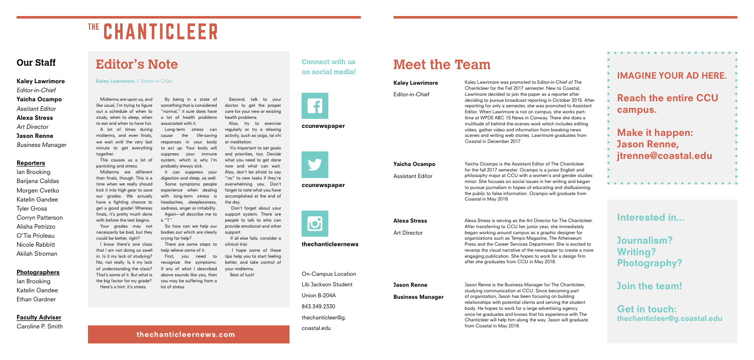# THE CHANTICLEER

## Our Staff

**Kaley Lawrimore**
*Editor-in-Chief*
**Yaicha Ocampo**
*Assitant Editor*
**Alexa Stress**
*Art Director*
**Jason Renne**
*Business Manager*

**Reporters**

Ian Brooking
Barijana Caldas
Morgen Cvetko
Katelin Gandee
Tyler Gross
Corryn Patterson
Alisha Petrizzo
O'Tia Prioleau
Nicole Rabbitt
Akilah Stroman

**Photographers**

Ian Brooking
Katelin Gandee
Ethan Gardner

**Faculty Adviser**

Caroline P. Smith

## Editor's Note

**Kaley Lawrimore** // Editor-in-Chief

Midterms are upon us, and like usual, I'm trying to figure out a schedule of when to study, when to sleep, when to eat and when to have fun.

A lot of times during midterms, and even finals, we wait until the very last minute to get everything together.

This causes us a lot of panicking and stress.

Midterms are different than finals, though. This is a time when we really should kick it into high gear to save our grades. We actually have a fighting chance to get a good grade! Whereas finals, it's pretty much done with before the test begins.

Your grades may not necessarily be bad, but they could be better, right?

I know there's one class that I am not doing so swell in. Is it my lack of studying? No, not really. Is it my lack of understanding the class? That's some of it. But what is the big factor for my grade?

Here's a hint: it's stress.

By being in a state of something that is considered "normal," it sure does have a lot of health problems associated with it.

Long-term stress can cause the life-saving responses in your body to act up. Your body will suppress your immune system, which is why I'm probably always sick.

It can suppress your digestion and sleep, as well.

Some symptoms people experience when dealing with long-term stress is headaches, sleeplessness, sadness, anger or irritability.

Again—all describe me to a "T."

So how can we help our bodies out which are clearly crying for help?

There are some steps to help relieve some of it.

First, you need to recognize the symptoms. If any of what I described above sounds like you, then you may be suffering from a lot of stress.

Second, talk to your doctor to get the proper care for your new or existing health problems.

Also, try to exercise regularly or try a relaxing activity, such as yoga, tai chi or meditation.

It's important to set goals and priorities, too. Decide what you need to get done now and what can wait. Also, don't be afraid to say "no" to new tasks if they're overwhelming you. Don't forget to note what you have accomplished at the end of the day.

Don't forget about your support system. There are people to talk to who can provide emotional and other support.

If all else fails, consider a clinical trial.

I hope some of these tips help you to start feeling better, and take control of your midterms.

Best of luck!

**thechanticleernews.com**

### Connect with us on social media!

**ccunewspaper**

**ccunewspaper**

**thechanticleernews**

On-Campus Location
Lib Jackson Student
Union B-204A
843.349.2330
thechanticleer@g.
coastal.edu

## Meet the Team

**Kaley Lawrimore**
Editor-in-Chief

Kaley Lawrimore was promoted to Editor-in-Chief of The Chanticleer for the Fall 2017 semester. New to Coastal, Lawrimore decided to join the paper as a reporter after deciding to pursue broadcast reporting in October 2015. After reporting for only a semester, she was promoted to Assistant Editor. When Lawrimore is not on campus, she works part-time at WPDE ABC 15 News in Conway. There she does a multitude of behind-the-scenes work which includes editing video, gather video and information from breaking news scenes and writing web stories. Lawrimore graduates from Coastal in December 2017

**Yaicha Ocampo**
Assistant Editor

Yaicha Ocampo is the Assistant Editor of The Chanticleer for the fall 2017 semester. Ocampo is a junior English and philosophy major at CCU with a women's and gender studies minor. She focuses on social issues in her writing and began to pursue journalism in hopes of educating and disillusioning the public to false information. Ocampo will graduate from Coastal in May 2019.

**Alexa Stress**
Art Director

Alexa Stress is serving as the Art Director for The Chanticleer. After transferring to CCU her junior year, she immediately began working around campus as a graphic designer for organizations such as Tempo Magazine, The Athenaeum Press and the Career Services Department. She is excited to revamp the visual narrative of the newspaper to create a more engaging publication. She hopes to work for a design firm after she graduates from CCU in May 2018.

**Jason Renne**
**Business Manager**

Jason Renne is the Business Manager for The Chanticleer, studying communication at CCU. Since becoming part of organization, Jason has been focusing on building relationships with potential clients and serving the student body. He hopes to work for a large advertising agency once he graduates and knows that his experience with The Chanticleer will help him along the way. Jason will graduate from Coastal in May 2019.

**IMAGINE YOUR AD HERE.**

**Reach the entire CCU campus.**

**Make it happen: Jason Renne, jtrenne@coastal.edu**

**Interested in...**

**Journalism? Writing? Photography?**

**Join the team!**

**Get in touch: thechanticleer@g.coastal.edu**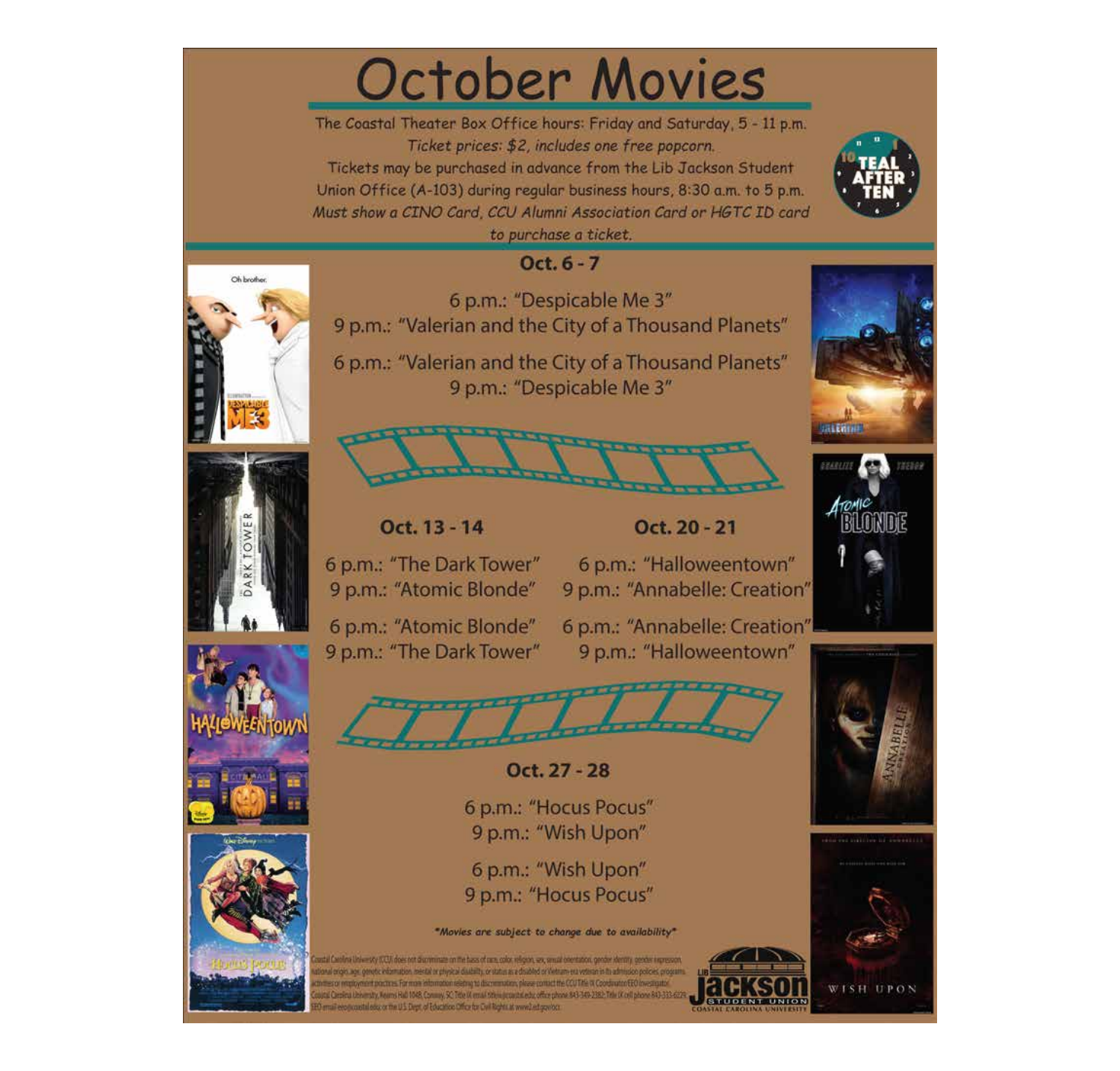# October Movies

The Coastal Theater Box Office hours: Friday and Saturday, 5 - 11 p.m.

*Ticket prices: $2, includes one free popcorn.*

Tickets may be purchased in advance from the Lib Jackson Student Union Office (A-103) during regular business hours, 8:30 a.m. to 5 p.m.

*Must show a CINO Card, CCU Alumni Association Card or HGTC ID card to purchase a ticket.*

TEAL AFTER TEN

## Oct. 6 - 7

6 p.m.: "Despicable Me 3"
9 p.m.: "Valerian and the City of a Thousand Planets"

6 p.m.: "Valerian and the City of a Thousand Planets"
9 p.m.: "Despicable Me 3"

## Oct. 13 - 14

6 p.m.: "The Dark Tower"
9 p.m.: "Atomic Blonde"

6 p.m.: "Atomic Blonde"
9 p.m.: "The Dark Tower"

## Oct. 20 - 21

6 p.m.: "Halloweentown"
9 p.m.: "Annabelle: Creation"

6 p.m.: "Annabelle: Creation"
9 p.m.: "Halloweentown"

## Oct. 27 - 28

6 p.m.: "Hocus Pocus"
9 p.m.: "Wish Upon"

6 p.m.: "Wish Upon"
9 p.m.: "Hocus Pocus"

*\*Movies are subject to change due to availability\**

Coastal Carolina University (CCU) does not discriminate on the basis of race, color, religion, sex, sexual orientation, gender identity, gender expression, national origin, age, genetic information, mental or physical disability, or status as a disabled or Vietnam-era veteran in its admission policies, programs, activities or employment practices. For more information relating to discrimination, please contact the CCU Title IX Coordinator/EEO Investigator, Coastal Carolina University, Kearns Hall 104B, Conway, SC Title IX email titleix@coastal.edu; office phone 843-349-2382; Title IX cell phone 843-333-6229; EEO email eeo@coastal.edu or the U.S. Dept. of Education Office for Civil Rights at www2.ed.gov/ocr.

Lib Jackson Student Union
Coastal Carolina University